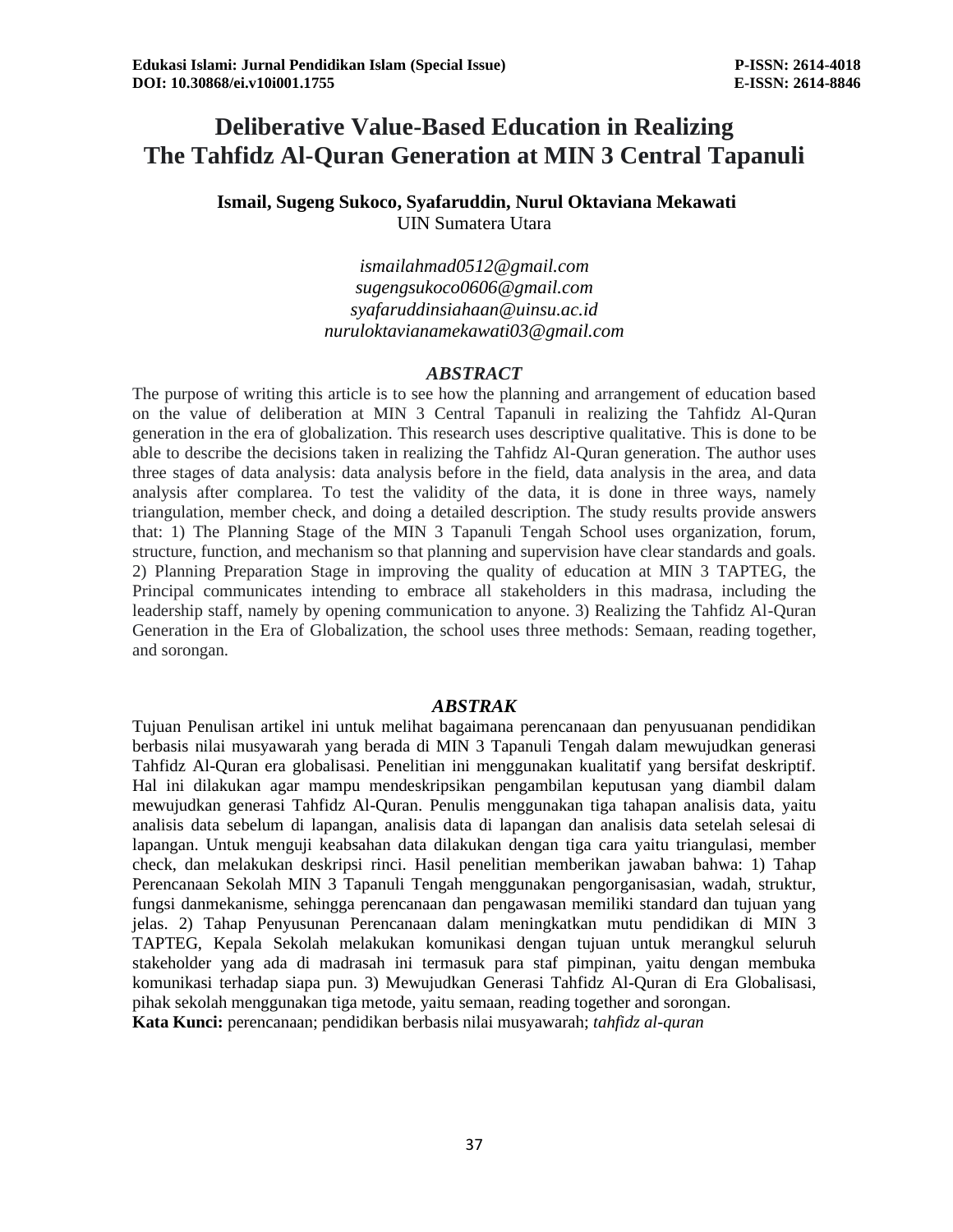# Deliberative Value-Based Education in Realizing The Tahfidz Al-Quran Generation at MIN 3 Central Tapanuli

**Ismail, Sugeng Sukoco, Syafaruddin, Nurul Oktaviana Mekawati**
UIN Sumatera Utara

*ismailahmad0512@gmail.com*
*sugengsukoco0606@gmail.com*
*syafaruddinsiahaan@uinsu.ac.id*
*nuruloktavianamekawati03@gmail.com*

## *ABSTRACT*

The purpose of writing this article is to see how the planning and arrangement of education based on the value of deliberation at MIN 3 Central Tapanuli in realizing the Tahfidz Al-Quran generation in the era of globalization. This research uses descriptive qualitative. This is done to be able to describe the decisions taken in realizing the Tahfidz Al-Quran generation. The author uses three stages of data analysis: data analysis before in the field, data analysis in the area, and data analysis after complarea. To test the validity of the data, it is done in three ways, namely triangulation, member check, and doing a detailed description. The study results provide answers that: 1) The Planning Stage of the MIN 3 Tapanuli Tengah School uses organization, forum, structure, function, and mechanism so that planning and supervision have clear standards and goals. 2) Planning Preparation Stage in improving the quality of education at MIN 3 TAPTEG, the Principal communicates intending to embrace all stakeholders in this madrasa, including the leadership staff, namely by opening communication to anyone. 3) Realizing the Tahfidz Al-Quran Generation in the Era of Globalization, the school uses three methods: Semaan, reading together, and sorongan.

## *ABSTRAK*

Tujuan Penulisan artikel ini untuk melihat bagaimana perencanaan dan penyusuanan pendidikan berbasis nilai musyawarah yang berada di MIN 3 Tapanuli Tengah dalam mewujudkan generasi Tahfidz Al-Quran era globalisasi. Penelitian ini menggunakan kualitatif yang bersifat deskriptif. Hal ini dilakukan agar mampu mendeskripsikan pengambilan keputusan yang diambil dalam mewujudkan generasi Tahfidz Al-Quran. Penulis menggunakan tiga tahapan analisis data, yaitu analisis data sebelum di lapangan, analisis data di lapangan dan analisis data setelah selesai di lapangan. Untuk menguji keabsahan data dilakukan dengan tiga cara yaitu triangulasi, member check, dan melakukan deskripsi rinci. Hasil penelitian memberikan jawaban bahwa: 1) Tahap Perencanaan Sekolah MIN 3 Tapanuli Tengah menggunakan pengorganisasian, wadah, struktur, fungsi danmekanisme, sehingga perencanaan dan pengawasan memiliki standard dan tujuan yang jelas. 2) Tahap Penyusunan Perencanaan dalam meningkatkan mutu pendidikan di MIN 3 TAPTEG, Kepala Sekolah melakukan komunikasi dengan tujuan untuk merangkul seluruh stakeholder yang ada di madrasah ini termasuk para staf pimpinan, yaitu dengan membuka komunikasi terhadap siapa pun. 3) Mewujudkan Generasi Tahfidz Al-Quran di Era Globalisasi, pihak sekolah menggunakan tiga metode, yaitu semaan, reading together and sorongan.

**Kata Kunci:** perencanaan; pendidikan berbasis nilai musyawarah; *tahfidz al-quran*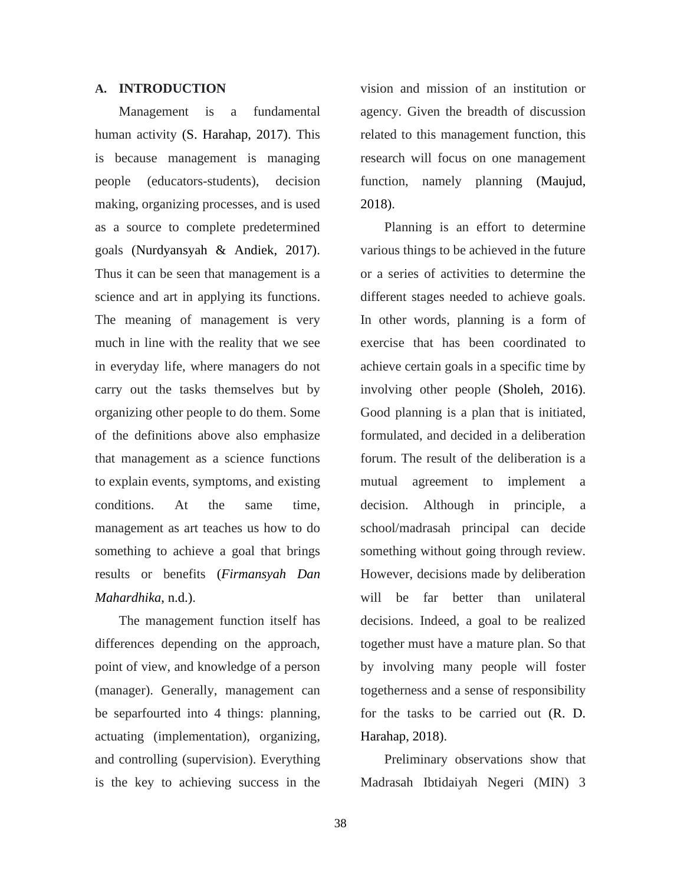## A. INTRODUCTION

Management is a fundamental human activity (S. Harahap, 2017). This is because management is managing people (educators-students), decision making, organizing processes, and is used as a source to complete predetermined goals (Nurdyansyah & Andiek, 2017). Thus it can be seen that management is a science and art in applying its functions. The meaning of management is very much in line with the reality that we see in everyday life, where managers do not carry out the tasks themselves but by organizing other people to do them. Some of the definitions above also emphasize that management as a science functions to explain events, symptoms, and existing conditions. At the same time, management as art teaches us how to do something to achieve a goal that brings results or benefits (*Firmansyah Dan Mahardhika*, n.d.).

The management function itself has differences depending on the approach, point of view, and knowledge of a person (manager). Generally, management can be separfourted into 4 things: planning, actuating (implementation), organizing, and controlling (supervision). Everything is the key to achieving success in the vision and mission of an institution or agency. Given the breadth of discussion related to this management function, this research will focus on one management function, namely planning (Maujud, 2018).

Planning is an effort to determine various things to be achieved in the future or a series of activities to determine the different stages needed to achieve goals. In other words, planning is a form of exercise that has been coordinated to achieve certain goals in a specific time by involving other people (Sholeh, 2016). Good planning is a plan that is initiated, formulated, and decided in a deliberation forum. The result of the deliberation is a mutual agreement to implement a decision. Although in principle, a school/madrasah principal can decide something without going through review. However, decisions made by deliberation will be far better than unilateral decisions. Indeed, a goal to be realized together must have a mature plan. So that by involving many people will foster togetherness and a sense of responsibility for the tasks to be carried out (R. D. Harahap, 2018).

Preliminary observations show that Madrasah Ibtidaiyah Negeri (MIN) 3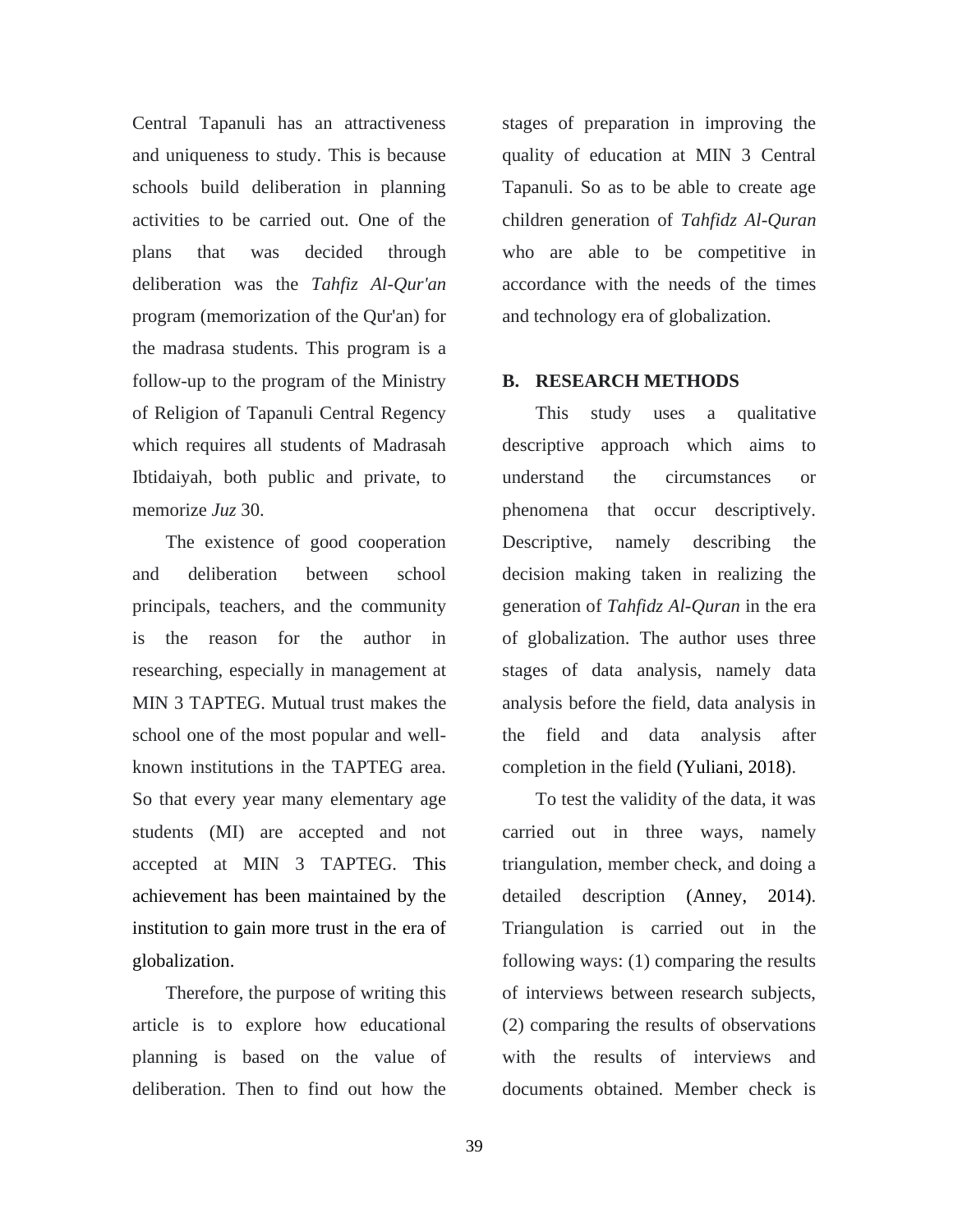Central Tapanuli has an attractiveness and uniqueness to study. This is because schools build deliberation in planning activities to be carried out. One of the plans that was decided through deliberation was the *Tahfiz Al-Qur'an* program (memorization of the Qur'an) for the madrasa students. This program is a follow-up to the program of the Ministry of Religion of Tapanuli Central Regency which requires all students of Madrasah Ibtidaiyah, both public and private, to memorize *Juz* 30.

The existence of good cooperation and deliberation between school principals, teachers, and the community is the reason for the author in researching, especially in management at MIN 3 TAPTEG. Mutual trust makes the school one of the most popular and well-known institutions in the TAPTEG area. So that every year many elementary age students (MI) are accepted and not accepted at MIN 3 TAPTEG. This achievement has been maintained by the institution to gain more trust in the era of globalization.

Therefore, the purpose of writing this article is to explore how educational planning is based on the value of deliberation. Then to find out how the stages of preparation in improving the quality of education at MIN 3 Central Tapanuli. So as to be able to create age children generation of *Tahfidz Al-Quran* who are able to be competitive in accordance with the needs of the times and technology era of globalization.

## B. RESEARCH METHODS

This study uses a qualitative descriptive approach which aims to understand the circumstances or phenomena that occur descriptively. Descriptive, namely describing the decision making taken in realizing the generation of *Tahfidz Al-Quran* in the era of globalization. The author uses three stages of data analysis, namely data analysis before the field, data analysis in the field and data analysis after completion in the field (Yuliani, 2018).

To test the validity of the data, it was carried out in three ways, namely triangulation, member check, and doing a detailed description (Anney, 2014). Triangulation is carried out in the following ways: (1) comparing the results of interviews between research subjects, (2) comparing the results of observations with the results of interviews and documents obtained. Member check is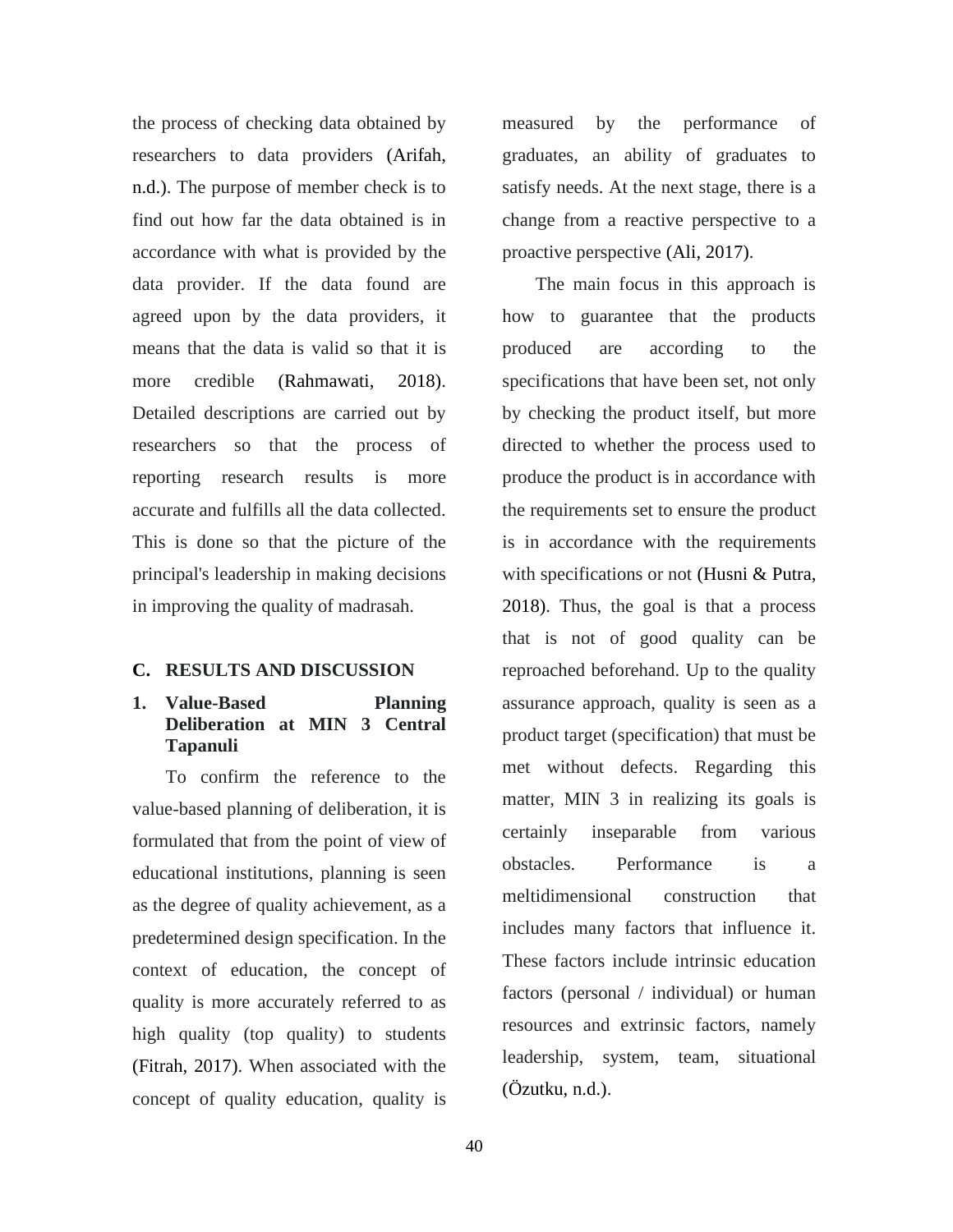the process of checking data obtained by researchers to data providers (Arifah, n.d.). The purpose of member check is to find out how far the data obtained is in accordance with what is provided by the data provider. If the data found are agreed upon by the data providers, it means that the data is valid so that it is more credible (Rahmawati, 2018). Detailed descriptions are carried out by researchers so that the process of reporting research results is more accurate and fulfills all the data collected. This is done so that the picture of the principal's leadership in making decisions in improving the quality of madrasah.

## C. RESULTS AND DISCUSSION

### 1. Value-Based Planning Deliberation at MIN 3 Central Tapanuli

To confirm the reference to the value-based planning of deliberation, it is formulated that from the point of view of educational institutions, planning is seen as the degree of quality achievement, as a predetermined design specification. In the context of education, the concept of quality is more accurately referred to as high quality (top quality) to students (Fitrah, 2017). When associated with the concept of quality education, quality is measured by the performance of graduates, an ability of graduates to satisfy needs. At the next stage, there is a change from a reactive perspective to a proactive perspective (Ali, 2017).

The main focus in this approach is how to guarantee that the products produced are according to the specifications that have been set, not only by checking the product itself, but more directed to whether the process used to produce the product is in accordance with the requirements set to ensure the product is in accordance with the requirements with specifications or not (Husni & Putra, 2018). Thus, the goal is that a process that is not of good quality can be reproached beforehand. Up to the quality assurance approach, quality is seen as a product target (specification) that must be met without defects. Regarding this matter, MIN 3 in realizing its goals is certainly inseparable from various obstacles. Performance is a meltidimensional construction that includes many factors that influence it. These factors include intrinsic education factors (personal / individual) or human resources and extrinsic factors, namely leadership, system, team, situational (Özutku, n.d.).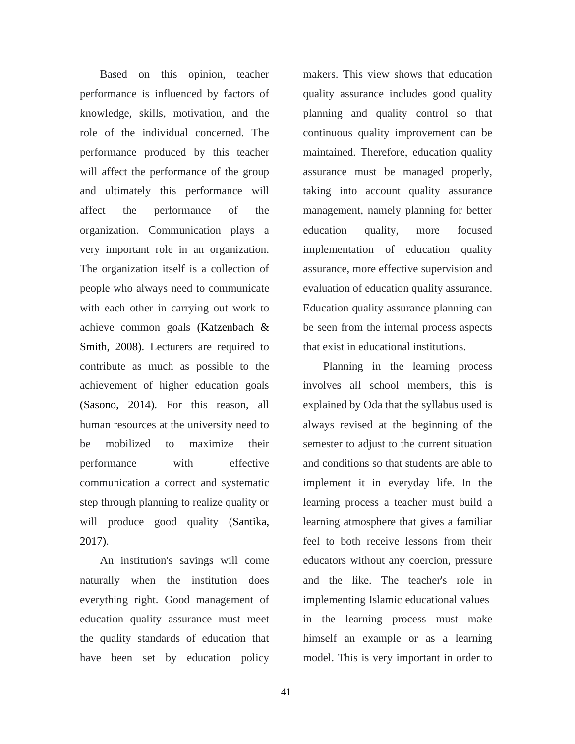Based on this opinion, teacher performance is influenced by factors of knowledge, skills, motivation, and the role of the individual concerned. The performance produced by this teacher will affect the performance of the group and ultimately this performance will affect the performance of the organization. Communication plays a very important role in an organization. The organization itself is a collection of people who always need to communicate with each other in carrying out work to achieve common goals (Katzenbach & Smith, 2008). Lecturers are required to contribute as much as possible to the achievement of higher education goals (Sasono, 2014). For this reason, all human resources at the university need to be mobilized to maximize their performance with effective communication a correct and systematic step through planning to realize quality or will produce good quality (Santika, 2017).

An institution's savings will come naturally when the institution does everything right. Good management of education quality assurance must meet the quality standards of education that have been set by education policy makers. This view shows that education quality assurance includes good quality planning and quality control so that continuous quality improvement can be maintained. Therefore, education quality assurance must be managed properly, taking into account quality assurance management, namely planning for better education quality, more focused implementation of education quality assurance, more effective supervision and evaluation of education quality assurance. Education quality assurance planning can be seen from the internal process aspects that exist in educational institutions.

Planning in the learning process involves all school members, this is explained by Oda that the syllabus used is always revised at the beginning of the semester to adjust to the current situation and conditions so that students are able to implement it in everyday life. In the learning process a teacher must build a learning atmosphere that gives a familiar feel to both receive lessons from their educators without any coercion, pressure and the like. The teacher's role in implementing Islamic educational values in the learning process must make himself an example or as a learning model. This is very important in order to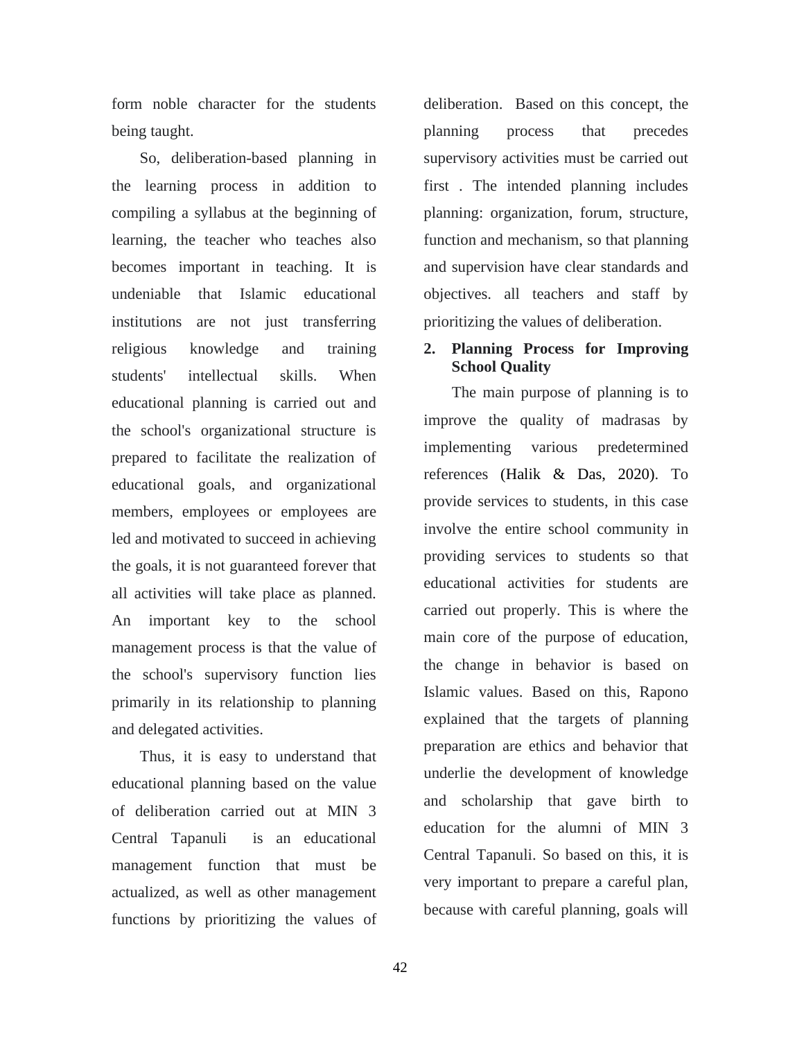form noble character for the students being taught.

So, deliberation-based planning in the learning process in addition to compiling a syllabus at the beginning of learning, the teacher who teaches also becomes important in teaching. It is undeniable that Islamic educational institutions are not just transferring religious knowledge and training students' intellectual skills. When educational planning is carried out and the school's organizational structure is prepared to facilitate the realization of educational goals, and organizational members, employees or employees are led and motivated to succeed in achieving the goals, it is not guaranteed forever that all activities will take place as planned. An important key to the school management process is that the value of the school's supervisory function lies primarily in its relationship to planning and delegated activities.

Thus, it is easy to understand that educational planning based on the value of deliberation carried out at MIN 3 Central Tapanuli is an educational management function that must be actualized, as well as other management functions by prioritizing the values of deliberation. Based on this concept, the planning process that precedes supervisory activities must be carried out first . The intended planning includes planning: organization, forum, structure, function and mechanism, so that planning and supervision have clear standards and objectives. all teachers and staff by prioritizing the values of deliberation.

## 2. Planning Process for Improving School Quality

The main purpose of planning is to improve the quality of madrasas by implementing various predetermined references (Halik & Das, 2020). To provide services to students, in this case involve the entire school community in providing services to students so that educational activities for students are carried out properly. This is where the main core of the purpose of education, the change in behavior is based on Islamic values. Based on this, Rapono explained that the targets of planning preparation are ethics and behavior that underlie the development of knowledge and scholarship that gave birth to education for the alumni of MIN 3 Central Tapanuli. So based on this, it is very important to prepare a careful plan, because with careful planning, goals will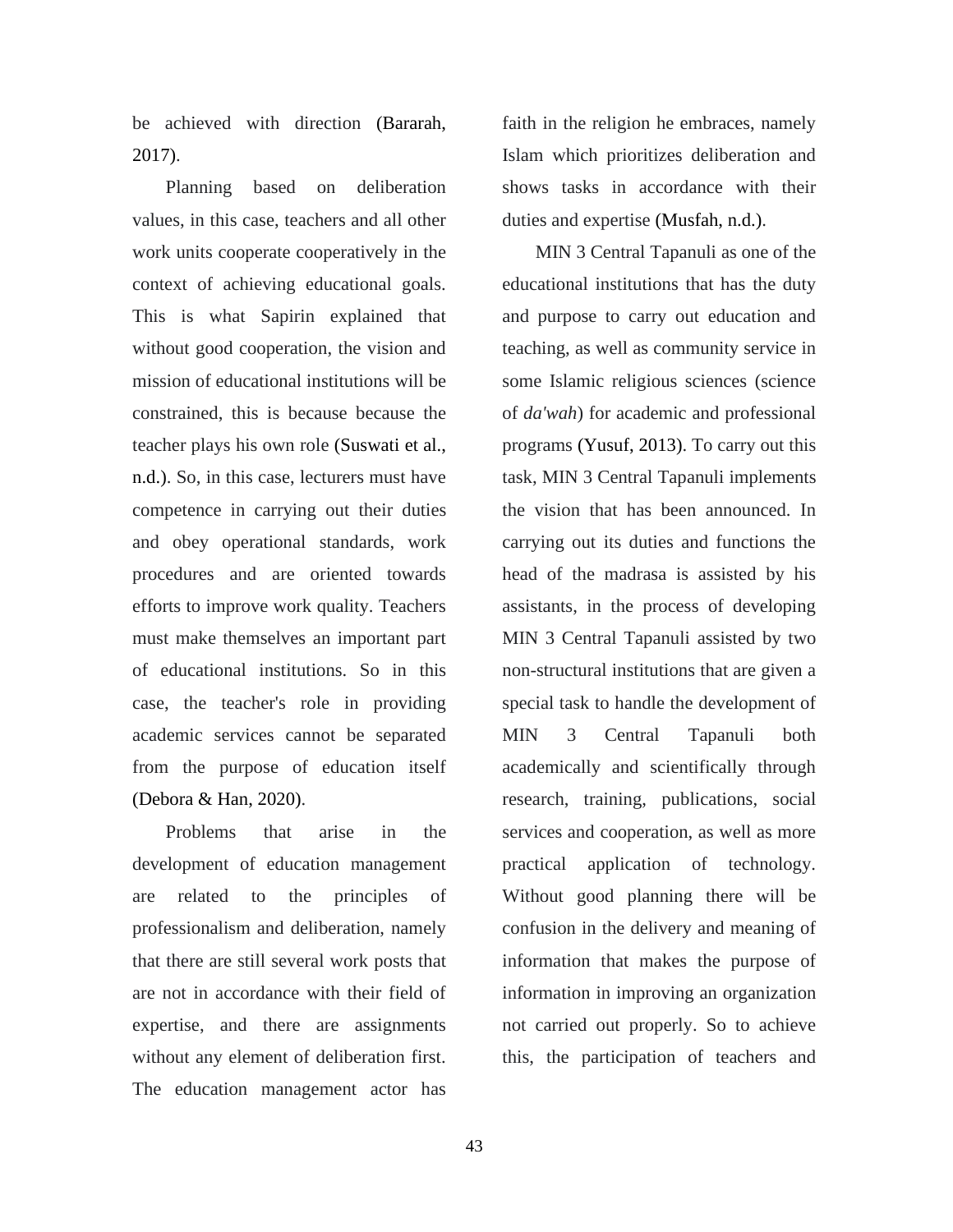be achieved with direction (Bararah, 2017).

Planning based on deliberation values, in this case, teachers and all other work units cooperate cooperatively in the context of achieving educational goals. This is what Sapirin explained that without good cooperation, the vision and mission of educational institutions will be constrained, this is because because the teacher plays his own role (Suswati et al., n.d.). So, in this case, lecturers must have competence in carrying out their duties and obey operational standards, work procedures and are oriented towards efforts to improve work quality. Teachers must make themselves an important part of educational institutions. So in this case, the teacher's role in providing academic services cannot be separated from the purpose of education itself (Debora & Han, 2020).

Problems that arise in the development of education management are related to the principles of professionalism and deliberation, namely that there are still several work posts that are not in accordance with their field of expertise, and there are assignments without any element of deliberation first. The education management actor has faith in the religion he embraces, namely Islam which prioritizes deliberation and shows tasks in accordance with their duties and expertise (Musfah, n.d.).

MIN 3 Central Tapanuli as one of the educational institutions that has the duty and purpose to carry out education and teaching, as well as community service in some Islamic religious sciences (science of *da'wah*) for academic and professional programs (Yusuf, 2013). To carry out this task, MIN 3 Central Tapanuli implements the vision that has been announced. In carrying out its duties and functions the head of the madrasa is assisted by his assistants, in the process of developing MIN 3 Central Tapanuli assisted by two non-structural institutions that are given a special task to handle the development of MIN 3 Central Tapanuli both academically and scientifically through research, training, publications, social services and cooperation, as well as more practical application of technology. Without good planning there will be confusion in the delivery and meaning of information that makes the purpose of information in improving an organization not carried out properly. So to achieve this, the participation of teachers and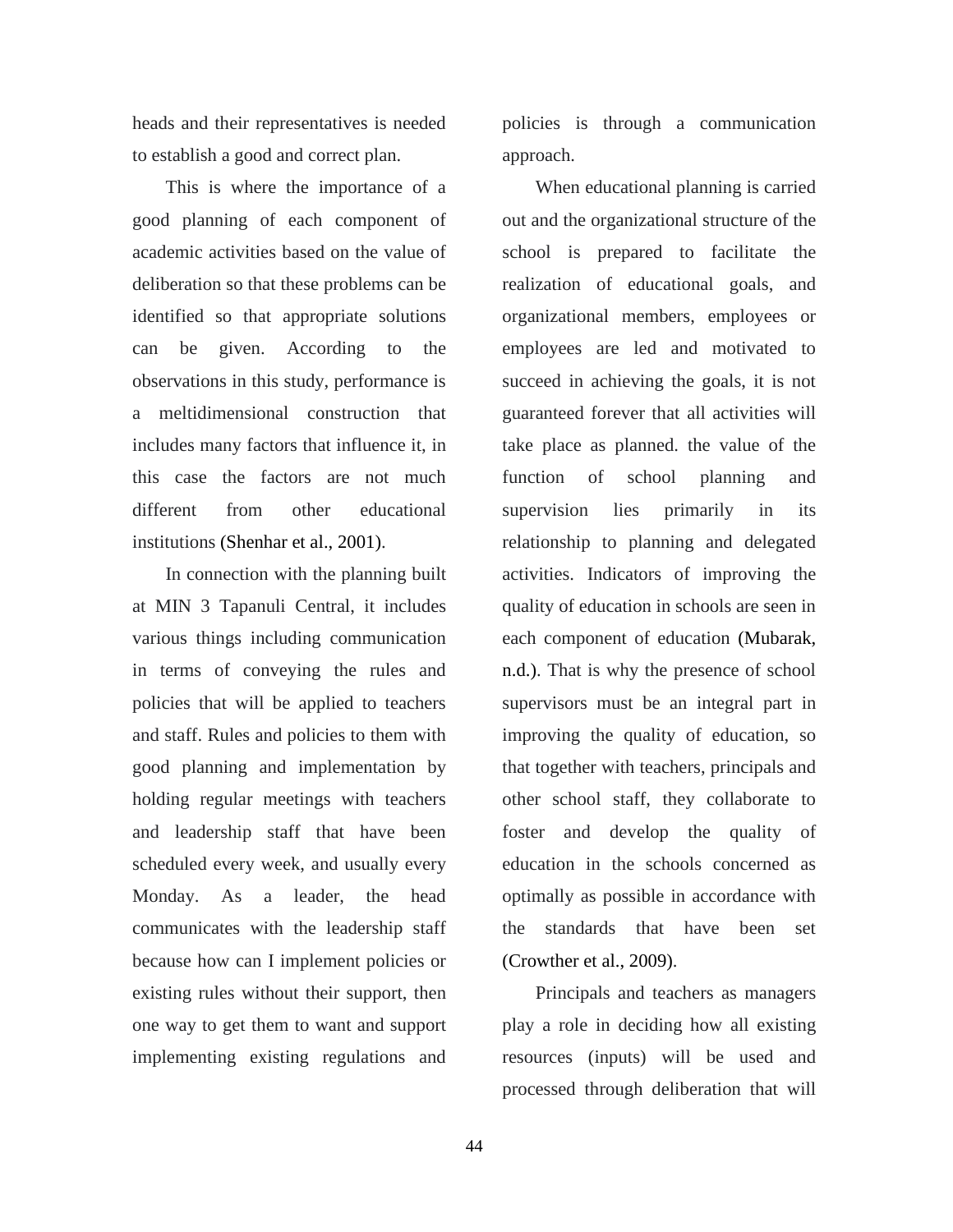heads and their representatives is needed to establish a good and correct plan.

This is where the importance of a good planning of each component of academic activities based on the value of deliberation so that these problems can be identified so that appropriate solutions can be given. According to the observations in this study, performance is a meltidimensional construction that includes many factors that influence it, in this case the factors are not much different from other educational institutions (Shenhar et al., 2001).

In connection with the planning built at MIN 3 Tapanuli Central, it includes various things including communication in terms of conveying the rules and policies that will be applied to teachers and staff. Rules and policies to them with good planning and implementation by holding regular meetings with teachers and leadership staff that have been scheduled every week, and usually every Monday. As a leader, the head communicates with the leadership staff because how can I implement policies or existing rules without their support, then one way to get them to want and support implementing existing regulations and policies is through a communication approach.

When educational planning is carried out and the organizational structure of the school is prepared to facilitate the realization of educational goals, and organizational members, employees or employees are led and motivated to succeed in achieving the goals, it is not guaranteed forever that all activities will take place as planned. the value of the function of school planning and supervision lies primarily in its relationship to planning and delegated activities. Indicators of improving the quality of education in schools are seen in each component of education (Mubarak, n.d.). That is why the presence of school supervisors must be an integral part in improving the quality of education, so that together with teachers, principals and other school staff, they collaborate to foster and develop the quality of education in the schools concerned as optimally as possible in accordance with the standards that have been set (Crowther et al., 2009).

Principals and teachers as managers play a role in deciding how all existing resources (inputs) will be used and processed through deliberation that will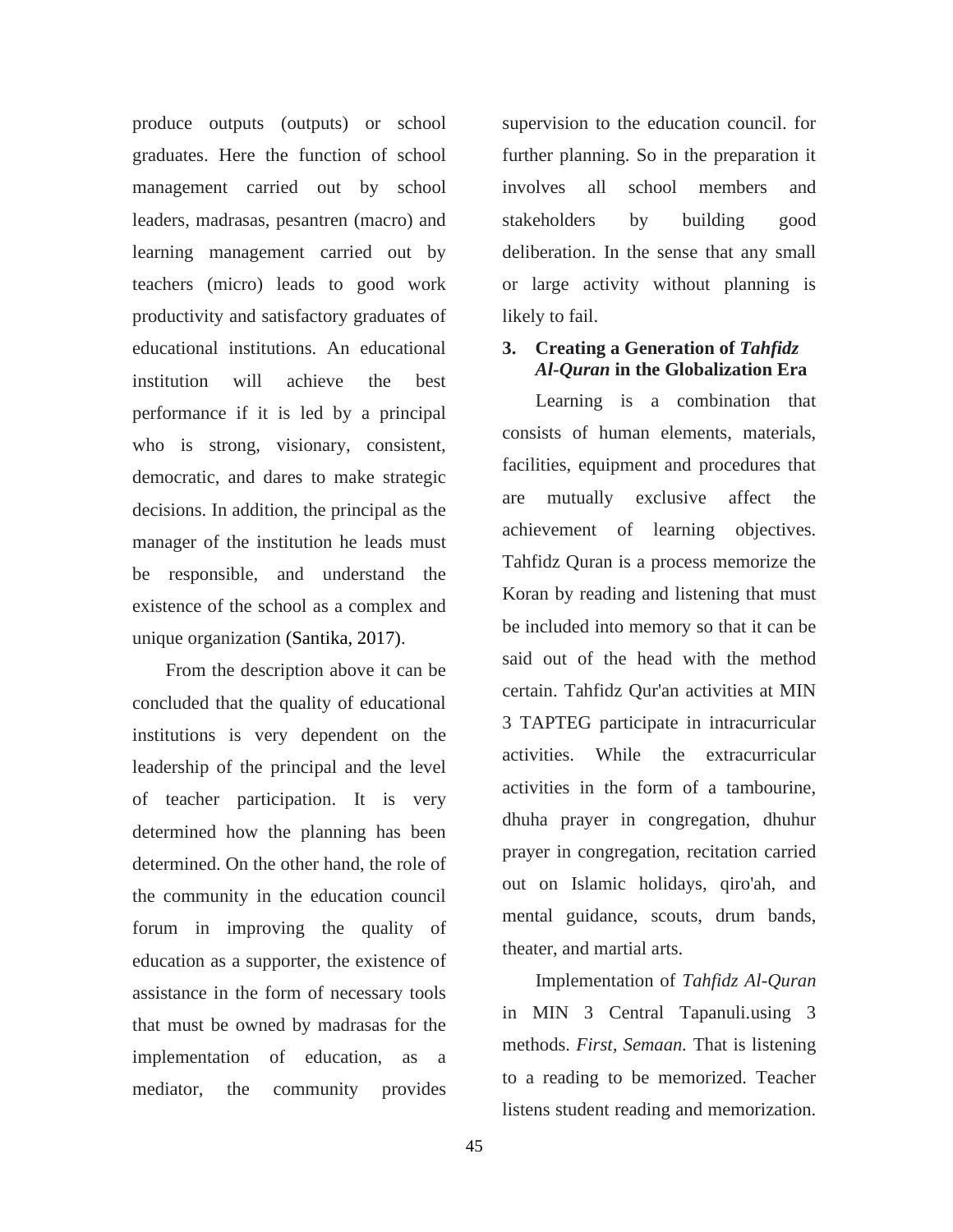produce outputs (outputs) or school graduates. Here the function of school management carried out by school leaders, madrasas, pesantren (macro) and learning management carried out by teachers (micro) leads to good work productivity and satisfactory graduates of educational institutions. An educational institution will achieve the best performance if it is led by a principal who is strong, visionary, consistent, democratic, and dares to make strategic decisions. In addition, the principal as the manager of the institution he leads must be responsible, and understand the existence of the school as a complex and unique organization (Santika, 2017).

From the description above it can be concluded that the quality of educational institutions is very dependent on the leadership of the principal and the level of teacher participation. It is very determined how the planning has been determined. On the other hand, the role of the community in the education council forum in improving the quality of education as a supporter, the existence of assistance in the form of necessary tools that must be owned by madrasas for the implementation of education, as a mediator, the community provides supervision to the education council. for further planning. So in the preparation it involves all school members and stakeholders by building good deliberation. In the sense that any small or large activity without planning is likely to fail.

### 3. Creating a Generation of *Tahfidz Al-Quran* in the Globalization Era

Learning is a combination that consists of human elements, materials, facilities, equipment and procedures that are mutually exclusive affect the achievement of learning objectives. Tahfidz Quran is a process memorize the Koran by reading and listening that must be included into memory so that it can be said out of the head with the method certain. Tahfidz Qur'an activities at MIN 3 TAPTEG participate in intracurricular activities. While the extracurricular activities in the form of a tambourine, dhuha prayer in congregation, dhuhur prayer in congregation, recitation carried out on Islamic holidays, qiro'ah, and mental guidance, scouts, drum bands, theater, and martial arts.

Implementation of *Tahfidz Al-Quran* in MIN 3 Central Tapanuli.using 3 methods. *First, Semaan.* That is listening to a reading to be memorized. Teacher listens student reading and memorization.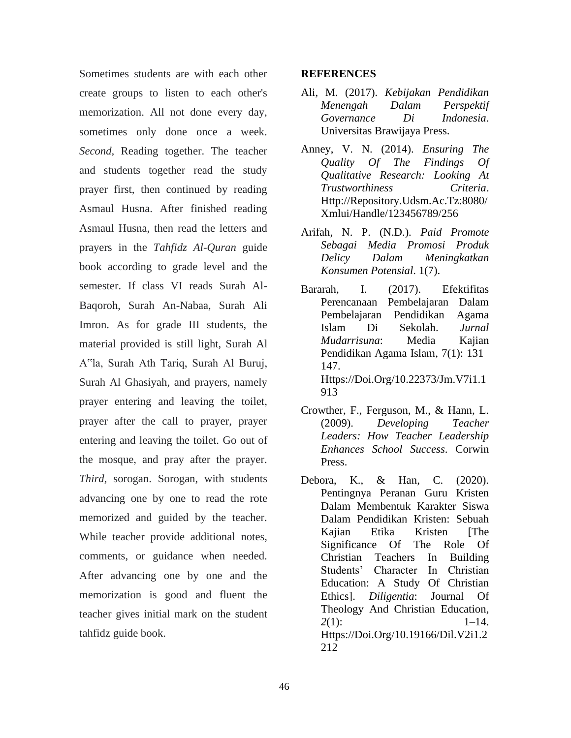Sometimes students are with each other create groups to listen to each other's memorization. All not done every day, sometimes only done once a week. *Second,* Reading together. The teacher and students together read the study prayer first, then continued by reading Asmaul Husna. After finished reading Asmaul Husna, then read the letters and prayers in the *Tahfidz Al-Quran* guide book according to grade level and the semester. If class VI reads Surah Al-Baqoroh, Surah An-Nabaa, Surah Ali Imron. As for grade III students, the material provided is still light, Surah Al A‟la, Surah Ath Tariq, Surah Al Buruj, Surah Al Ghasiyah, and prayers, namely prayer entering and leaving the toilet, prayer after the call to prayer, prayer entering and leaving the toilet. Go out of the mosque, and pray after the prayer. *Third,* sorogan. Sorogan, with students advancing one by one to read the rote memorized and guided by the teacher. While teacher provide additional notes, comments, or guidance when needed. After advancing one by one and the memorization is good and fluent the teacher gives initial mark on the student tahfidz guide book.

## REFERENCES

Ali, M. (2017). *Kebijakan Pendidikan Menengah Dalam Perspektif Governance Di Indonesia*. Universitas Brawijaya Press.

Anney, V. N. (2014). *Ensuring The Quality Of The Findings Of Qualitative Research: Looking At Trustworthiness Criteria*. Http://Repository.Udsm.Ac.Tz:8080/Xmlui/Handle/123456789/256

Arifah, N. P. (N.D.). *Paid Promote Sebagai Media Promosi Produk Delicy Dalam Meningkatkan Konsumen Potensial*. 1(7).

Bararah, I. (2017). Efektifitas Perencanaan Pembelajaran Dalam Pembelajaran Pendidikan Agama Islam Di Sekolah. *Jurnal Mudarrisuna*: Media Kajian Pendidikan Agama Islam, 7(1): 131–147. Https://Doi.Org/10.22373/Jm.V7i1.1913

Crowther, F., Ferguson, M., & Hann, L. (2009). *Developing Teacher Leaders: How Teacher Leadership Enhances School Success*. Corwin Press.

Debora, K., & Han, C. (2020). Pentingnya Peranan Guru Kristen Dalam Membentuk Karakter Siswa Dalam Pendidikan Kristen: Sebuah Kajian Etika Kristen [The Significance Of The Role Of Christian Teachers In Building Students' Character In Christian Education: A Study Of Christian Ethics]. *Diligentia*: Journal Of Theology And Christian Education, *2*(1): 1–14. Https://Doi.Org/10.19166/Dil.V2i1.2212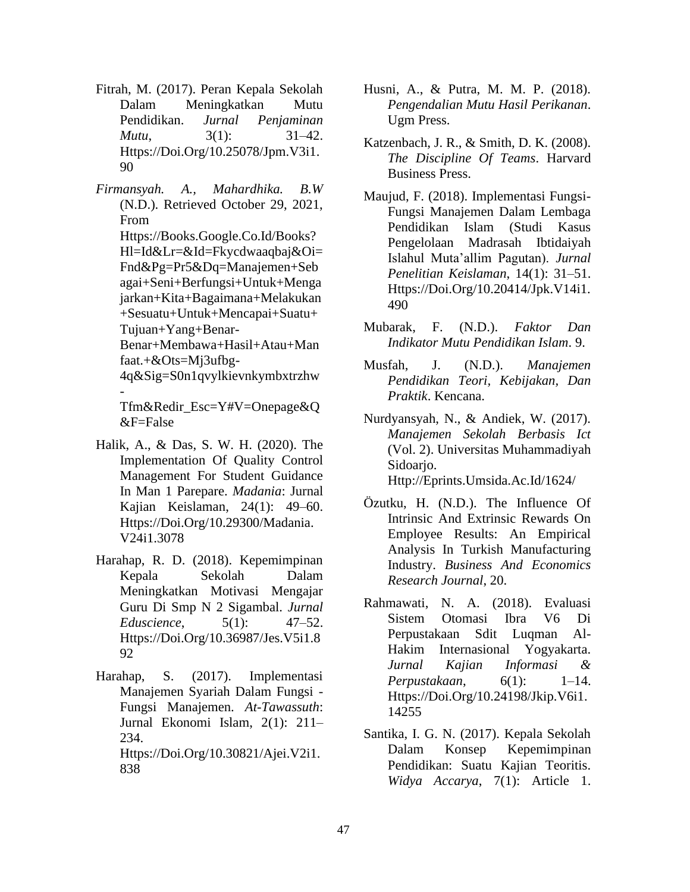Fitrah, M. (2017). Peran Kepala Sekolah Dalam Meningkatkan Mutu Pendidikan. *Jurnal Penjaminan Mutu*, 3(1): 31–42. Https://Doi.Org/10.25078/Jpm.V3i1.90

*Firmansyah. A., Mahardhika. B.W* (N.D.). Retrieved October 29, 2021, From Https://Books.Google.Co.Id/Books?Hl=Id&Lr=&Id=Fkycdwaaqbaj&Oi=Fnd&Pg=Pr5&Dq=Manajemen+Sebagai+Seni+Berfungsi+Untuk+Mengajarkan+Kita+Bagaimana+Melakukan+Sesuatu+Untuk+Mencapai+Suatu+Tujuan+Yang+Benar-Benar+Membawa+Hasil+Atau+Manfaat.+&Ots=Mj3ufbg-4q&Sig=S0n1qvylkievnkymbxtrzhw-Tfm&Redir_Esc=Y#V=Onepage&Q&F=False

Halik, A., & Das, S. W. H. (2020). The Implementation Of Quality Control Management For Student Guidance In Man 1 Parepare. *Madania*: Jurnal Kajian Keislaman, 24(1): 49–60. Https://Doi.Org/10.29300/Madania.V24i1.3078

Harahap, R. D. (2018). Kepemimpinan Kepala Sekolah Dalam Meningkatkan Motivasi Mengajar Guru Di Smp N 2 Sigambal. *Jurnal Eduscience*, 5(1): 47–52. Https://Doi.Org/10.36987/Jes.V5i1.892

Harahap, S. (2017). Implementasi Manajemen Syariah Dalam Fungsi - Fungsi Manajemen. *At-Tawassuth*: Jurnal Ekonomi Islam, 2(1): 211–234. Https://Doi.Org/10.30821/Ajei.V2i1.838

Husni, A., & Putra, M. M. P. (2018). *Pengendalian Mutu Hasil Perikanan*. Ugm Press.

Katzenbach, J. R., & Smith, D. K. (2008). *The Discipline Of Teams*. Harvard Business Press.

Maujud, F. (2018). Implementasi Fungsi-Fungsi Manajemen Dalam Lembaga Pendidikan Islam (Studi Kasus Pengelolaan Madrasah Ibtidaiyah Islahul Muta'allim Pagutan). *Jurnal Penelitian Keislaman*, 14(1): 31–51. Https://Doi.Org/10.20414/Jpk.V14i1.490

Mubarak, F. (N.D.). *Faktor Dan Indikator Mutu Pendidikan Islam*. 9.

Musfah, J. (N.D.). *Manajemen Pendidikan Teori, Kebijakan, Dan Praktik*. Kencana.

Nurdyansyah, N., & Andiek, W. (2017). *Manajemen Sekolah Berbasis Ict* (Vol. 2). Universitas Muhammadiyah Sidoarjo. Http://Eprints.Umsida.Ac.Id/1624/

Özutku, H. (N.D.). The Influence Of Intrinsic And Extrinsic Rewards On Employee Results: An Empirical Analysis In Turkish Manufacturing Industry. *Business And Economics Research Journal*, 20.

Rahmawati, N. A. (2018). Evaluasi Sistem Otomasi Ibra V6 Di Perpustakaan Sdit Luqman Al-Hakim Internasional Yogyakarta. *Jurnal Kajian Informasi & Perpustakaan*, 6(1): 1–14. Https://Doi.Org/10.24198/Jkip.V6i1.14255

Santika, I. G. N. (2017). Kepala Sekolah Dalam Konsep Kepemimpinan Pendidikan: Suatu Kajian Teoritis. *Widya Accarya*, 7(1): Article 1.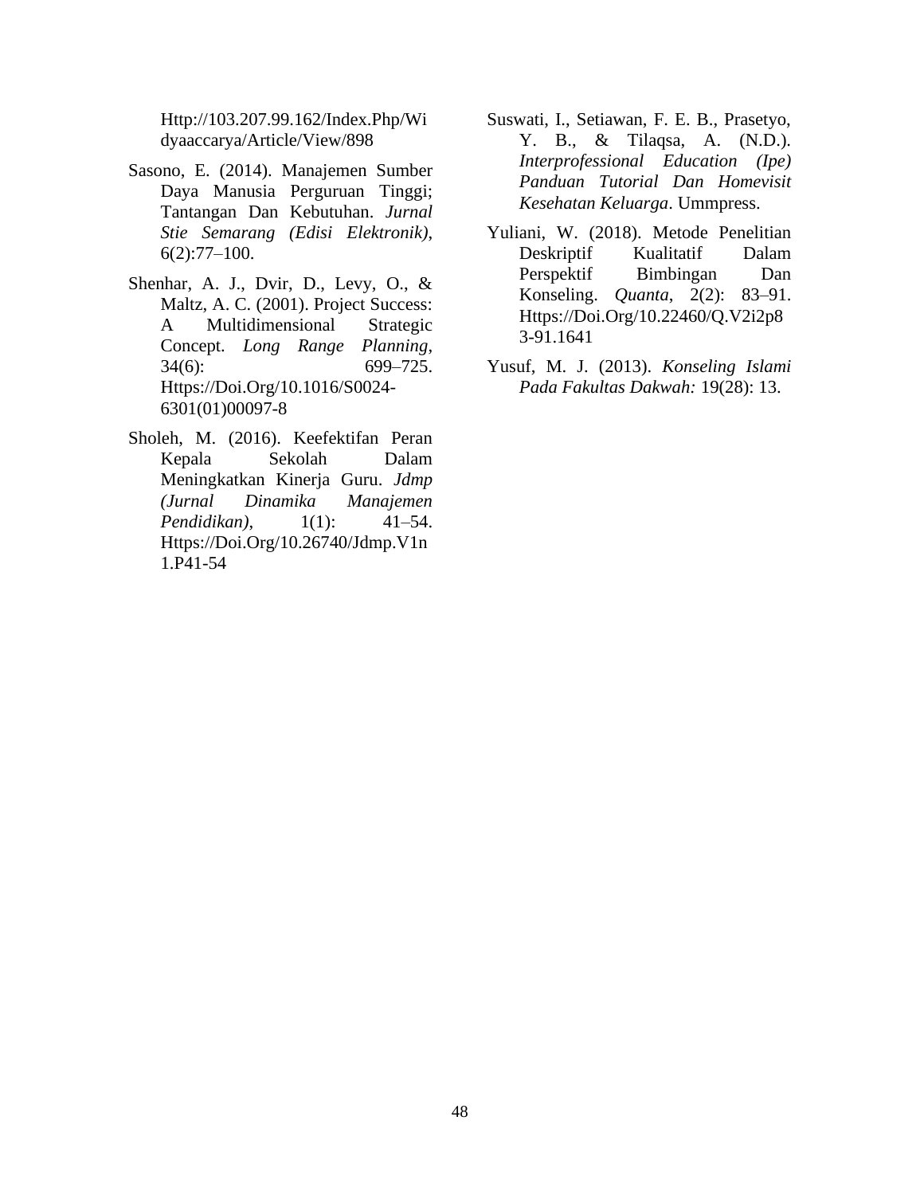Http://103.207.99.162/Index.Php/Widyaaccarya/Article/View/898

Sasono, E. (2014). Manajemen Sumber Daya Manusia Perguruan Tinggi; Tantangan Dan Kebutuhan. *Jurnal Stie Semarang (Edisi Elektronik)*, 6(2):77–100.

Shenhar, A. J., Dvir, D., Levy, O., & Maltz, A. C. (2001). Project Success: A Multidimensional Strategic Concept. *Long Range Planning*, 34(6): 699–725. Https://Doi.Org/10.1016/S0024-6301(01)00097-8

Sholeh, M. (2016). Keefektifan Peran Kepala Sekolah Dalam Meningkatkan Kinerja Guru. *Jdmp (Jurnal Dinamika Manajemen Pendidikan)*, 1(1): 41–54. Https://Doi.Org/10.26740/Jdmp.V1n1.P41-54

Suswati, I., Setiawan, F. E. B., Prasetyo, Y. B., & Tilaqsa, A. (N.D.). *Interprofessional Education (Ipe) Panduan Tutorial Dan Homevisit Kesehatan Keluarga*. Ummpress.

Yuliani, W. (2018). Metode Penelitian Deskriptif Kualitatif Dalam Perspektif Bimbingan Dan Konseling. *Quanta*, 2(2): 83–91. Https://Doi.Org/10.22460/Q.V2i2p83-91.1641

Yusuf, M. J. (2013). *Konseling Islami Pada Fakultas Dakwah:* 19(28): 13.